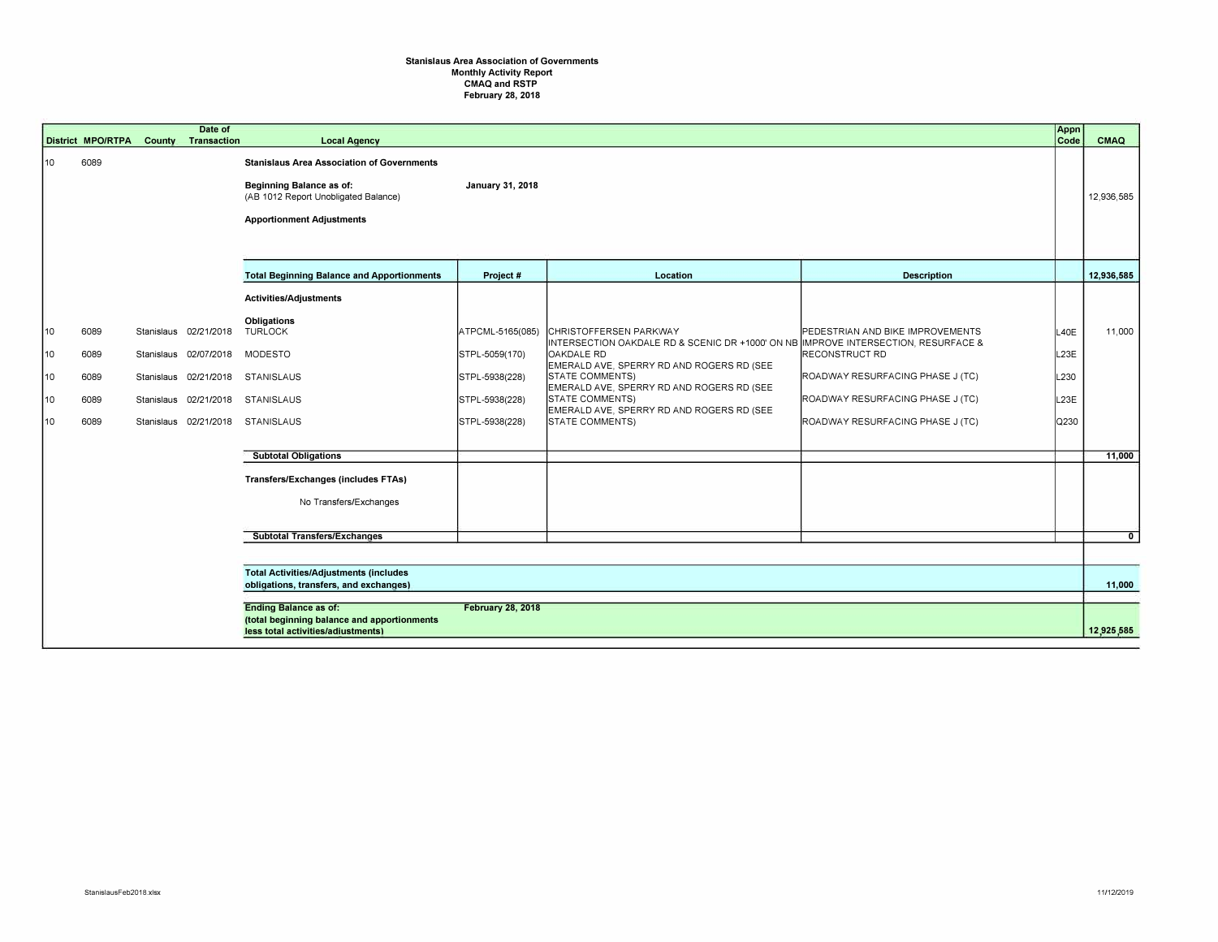**Stanislaus Area Association of Governments**
**Monthly Activity Report**
**CMAQ and RSTP**
**February 28, 2018**

| District | MPO/RTPA | County | Date of Transaction | Local Agency | Project # | Location | Description | Appn Code | CMAQ |
|---|---|---|---|---|---|---|---|---|---|
| 10 | 6089 | | | **Stanislaus Area Association of Governments** | | | | | |
| | | | | **Beginning Balance as of:** **January 31, 2018** (AB 1012 Report Unobligated Balance) | | | | | 12,936,585 |
| | | | | **Apportionment Adjustments** | | | | | |
| | | | | **Total Beginning Balance and Apportionments** | **Project #** | **Location** | **Description** | | **12,936,585** |
| | | | | **Activities/Adjustments** | | | | | |
| | | | | **Obligations** | | | | | |
| 10 | 6089 | Stanislaus | 02/21/2018 | TURLOCK | ATPCML-5165(085) | CHRISTOFFERSEN PARKWAY | PEDESTRIAN AND BIKE IMPROVEMENTS | L40E | 11,000 |
| 10 | 6089 | Stanislaus | 02/07/2018 | MODESTO | STPL-5059(170) | INTERSECTION OAKDALE RD & SCENIC DR +1000' ON NB OAKDALE RD | IMPROVE INTERSECTION, RESURFACE & RECONSTRUCT RD | L23E | |
| 10 | 6089 | Stanislaus | 02/21/2018 | STANISLAUS | STPL-5938(228) | EMERALD AVE, SPERRY RD AND ROGERS RD (SEE STATE COMMENTS) | ROADWAY RESURFACING PHASE J (TC) | L230 | |
| 10 | 6089 | Stanislaus | 02/21/2018 | STANISLAUS | STPL-5938(228) | EMERALD AVE, SPERRY RD AND ROGERS RD (SEE STATE COMMENTS) | ROADWAY RESURFACING PHASE J (TC) | L23E | |
| 10 | 6089 | Stanislaus | 02/21/2018 | STANISLAUS | STPL-5938(228) | EMERALD AVE, SPERRY RD AND ROGERS RD (SEE STATE COMMENTS) | ROADWAY RESURFACING PHASE J (TC) | Q230 | |
| | | | | **Subtotal Obligations** | | | | | **11,000** |
| | | | | **Transfers/Exchanges (includes FTAs)** | | | | | |
| | | | | No Transfers/Exchanges | | | | | |
| | | | | **Subtotal Transfers/Exchanges** | | | | | **0** |
| | | | | **Total Activities/Adjustments (includes obligations, transfers, and exchanges)** | | | | | **11,000** |
| | | | | **Ending Balance as of:** **February 28, 2018** **(total beginning balance and apportionments less total activities/adjustments)** | | | | | **12,925,585** |

StanislausFeb2018.xlsx 11/12/2019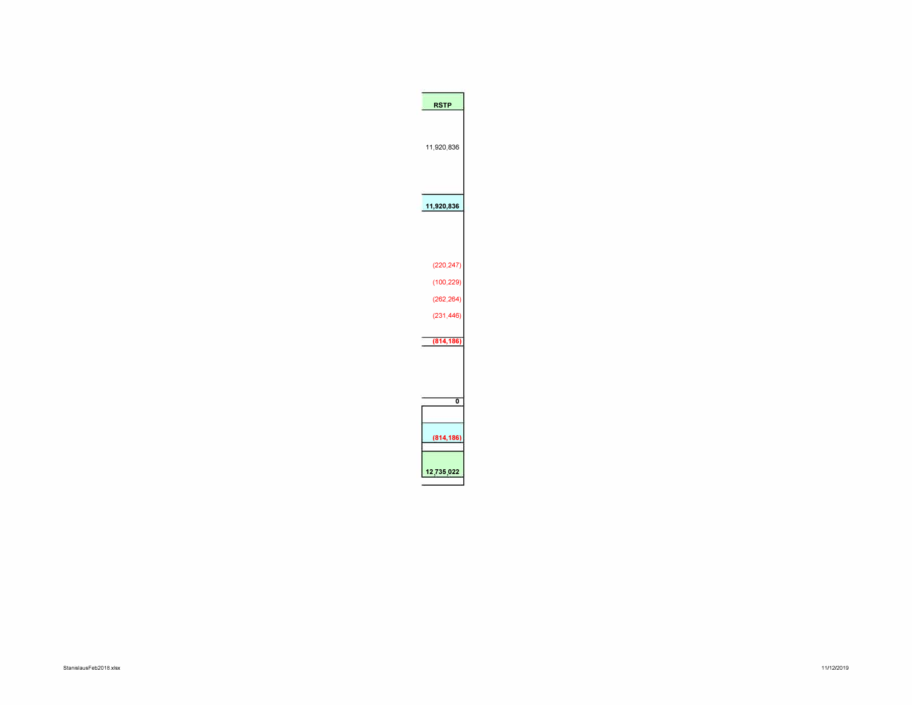| RSTP |
| --- |
| 11,920,836 |
| **11,920,836** |
| (220,247) |
| (100,229) |
| (262,264) |
| (231,446) |
| **(814,186)** |
| **0** |
| **(814,186)** |
| **12,735,022** |